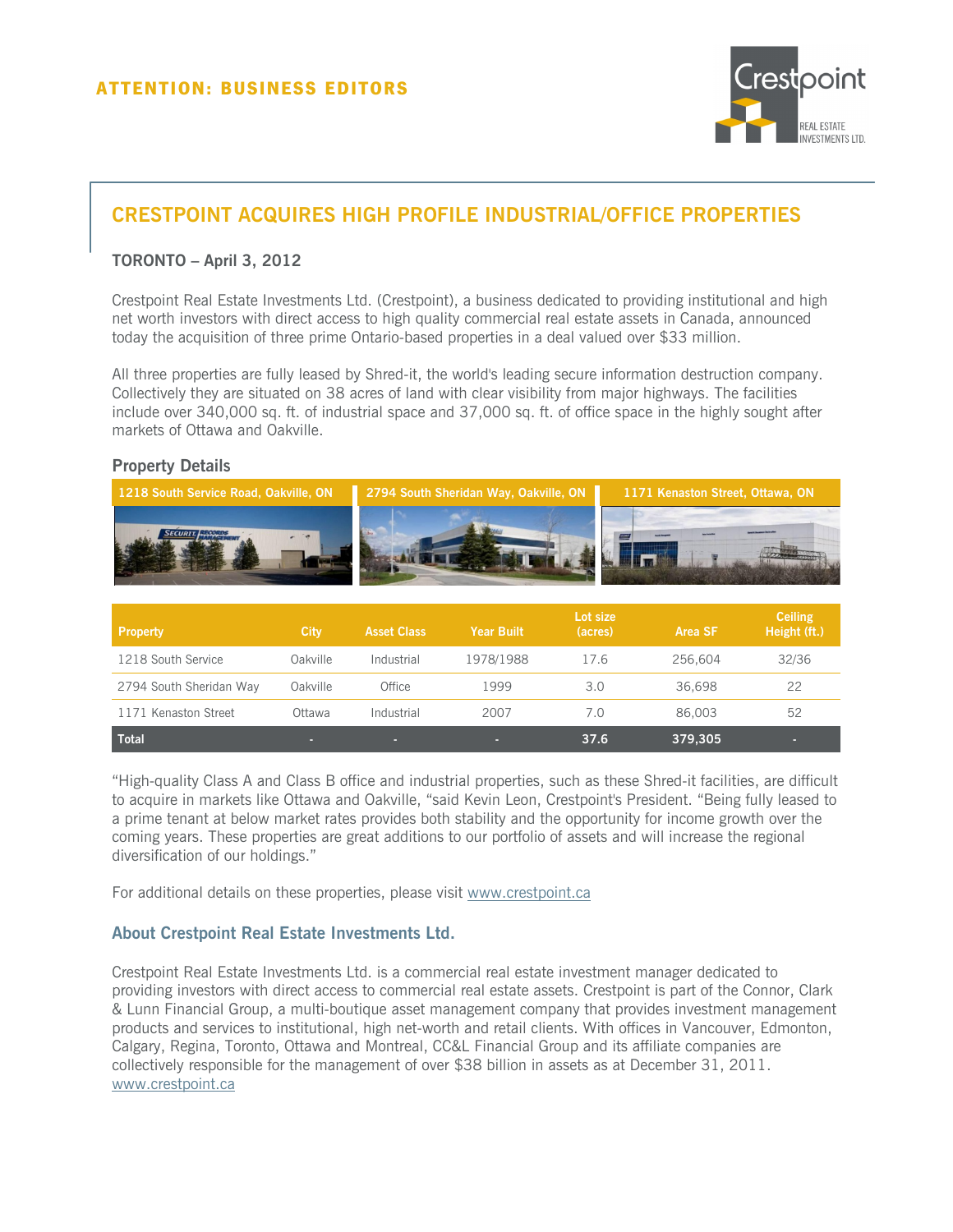**ATTENTION: BUSINESS EDITORS**

# CRESTPOINT ACQUIRES HIGH PROFILE INDUSTRIAL/OFFICE PROPERTIES

**TORONTO – April 3, 2012**

Crestpoint Real Estate Investments Ltd. (Crestpoint), a business dedicated to providing institutional and high net worth investors with direct access to high quality commercial real estate assets in Canada, announced today the acquisition of three prime Ontario-based properties in a deal valued over $33 million.

All three properties are fully leased by Shred-it, the world's leading secure information destruction company. Collectively they are situated on 38 acres of land with clear visibility from major highways. The facilities include over 340,000 sq. ft. of industrial space and 37,000 sq. ft. of office space in the highly sought after markets of Ottawa and Oakville.

## Property Details

**1218 South Service Road, Oakville, ON** | **2794 South Sheridan Way, Oakville, ON** | **1171 Kenaston Street, Ottawa, ON**

| Property | City | Asset Class | Year Built | Lot size (acres) | Area SF | Ceiling Height (ft.) |
|---|---|---|---|---|---|---|
| 1218 South Service | Oakville | Industrial | 1978/1988 | 17.6 | 256,604 | 32/36 |
| 2794 South Sheridan Way | Oakville | Office | 1999 | 3.0 | 36,698 | 22 |
| 1171 Kenaston Street | Ottawa | Industrial | 2007 | 7.0 | 86,003 | 52 |
| **Total** | - | - | - | **37.6** | **379,305** | - |

"High-quality Class A and Class B office and industrial properties, such as these Shred-it facilities, are difficult to acquire in markets like Ottawa and Oakville, "said Kevin Leon, Crestpoint's President. "Being fully leased to a prime tenant at below market rates provides both stability and the opportunity for income growth over the coming years. These properties are great additions to our portfolio of assets and will increase the regional diversification of our holdings."

For additional details on these properties, please visit www.crestpoint.ca

## About Crestpoint Real Estate Investments Ltd.

Crestpoint Real Estate Investments Ltd. is a commercial real estate investment manager dedicated to providing investors with direct access to commercial real estate assets. Crestpoint is part of the Connor, Clark & Lunn Financial Group, a multi-boutique asset management company that provides investment management products and services to institutional, high net-worth and retail clients. With offices in Vancouver, Edmonton, Calgary, Regina, Toronto, Ottawa and Montreal, CC&L Financial Group and its affiliate companies are collectively responsible for the management of over $38 billion in assets as at December 31, 2011. www.crestpoint.ca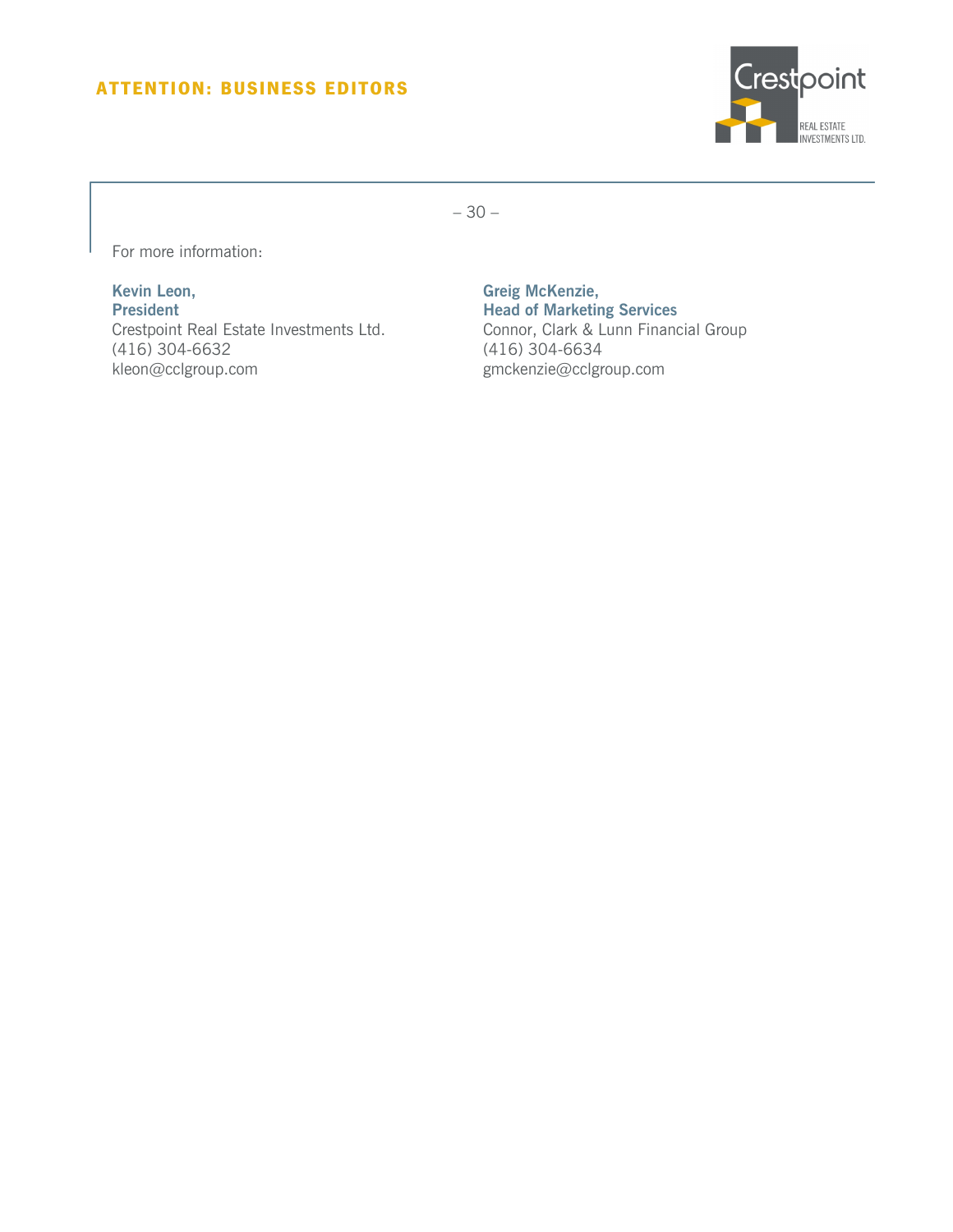**ATTENTION: BUSINESS EDITORS**

– 30 –

For more information:

**Kevin Leon,**
**President**
Crestpoint Real Estate Investments Ltd.
(416) 304-6632
kleon@cclgroup.com

**Greig McKenzie,**
**Head of Marketing Services**
Connor, Clark & Lunn Financial Group
(416) 304-6634
gmckenzie@cclgroup.com